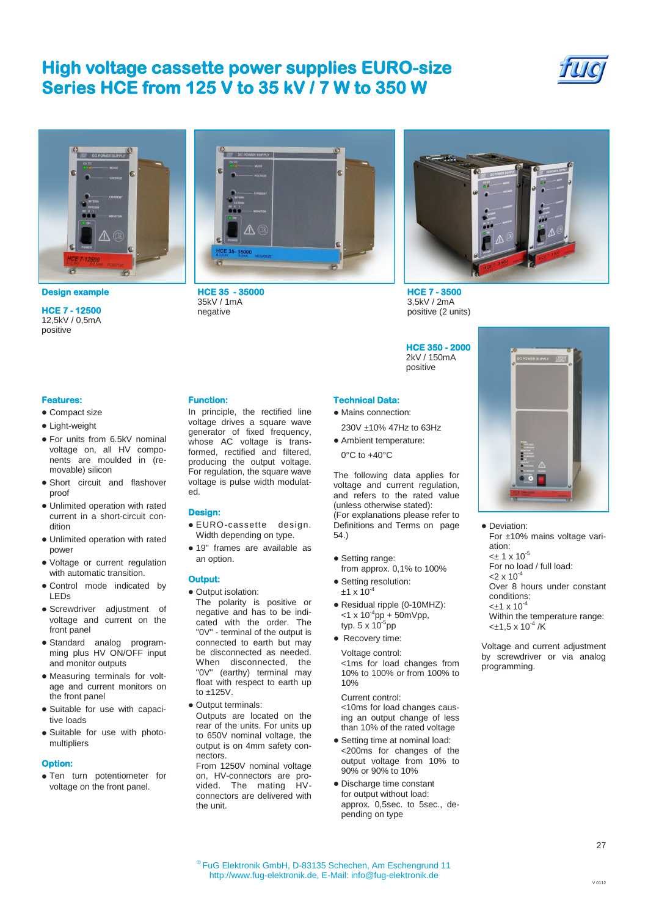# High voltage cassette power supplies EURO-size
# Series HCE from 125 V to 35 kV / 7 W to 350 W

**Design example**

**HCE 7 - 12500**
12,5kV / 0,5mA
positive

**HCE 35 - 35000**
35kV / 1mA
negative

**HCE 7 - 3500**
3,5kV / 2mA
positive (2 units)

**HCE 350 - 2000**
2kV / 150mA
positive

## Features:

- Compact size
- Light-weight
- For units from 6.5kV nominal voltage on, all HV components are moulded in (removable) silicon
- Short circuit and flashover proof
- Unlimited operation with rated current in a short-circuit condition
- Unlimited operation with rated power
- Voltage or current regulation with automatic transition.
- Control mode indicated by LEDs
- Screwdriver adjustment of voltage and current on the front panel
- Standard analog programming plus HV ON/OFF input and monitor outputs
- Measuring terminals for voltage and current monitors on the front panel
- Suitable for use with capacitive loads
- Suitable for use with photomultipliers

## Option:

- Ten turn potentiometer for voltage on the front panel.

## Function:

In principle, the rectified line voltage drives a square wave generator of fixed frequency, whose AC voltage is transformed, rectified and filtered, producing the output voltage. For regulation, the square wave voltage is pulse width modulated.

## Design:

- EURO-cassette design. Width depending on type.
- 19" frames are available as an option.

## Output:

- Output isolation:
  The polarity is positive or negative and has to be indicated by order. The "0V" - terminal of the output is connected to earth but may be disconnected as needed. When disconnected, the "0V" (earthy) terminal may float with respect to earth up to ±125V.
- Output terminals:
  Outputs are located on the rear of the units. For units up to 650V nominal voltage, the output is on 4mm safety connectors.
  From 1250V nominal voltage on, HV-connectors are provided. The mating HV-connectors are delivered with the unit.

## Technical Data:

- Mains connection:
  230V ±10% 47Hz to 63Hz
- Ambient temperature:
  0°C to +40°C

The following data applies for voltage and current regulation, and refers to the rated value (unless otherwise stated):
(For explanations please refer to Definitions and Terms on page 54.)

- Setting range:
  from approx. 0,1% to 100%
- Setting resolution:
  $\pm 1 \times 10^{-4}$
- Residual ripple (0-10MHZ):
  $<1 \times 10^{-4}$pp + 50mVpp,
  typ. $5 \times 10^{-5}$pp
- Recovery time:

  Voltage control:
  <1ms for load changes from 10% to 100% or from 100% to 10%

  Current control:
  <10ms for load changes causing an output change of less than 10% of the rated voltage
- Setting time at nominal load:
  <200ms for changes of the output voltage from 10% to 90% or 90% to 10%
- Discharge time constant for output without load:
  approx. 0,5sec. to 5sec., depending on type
- Deviation:
  For ±10% mains voltage variation:
  $<\pm 1 \times 10^{-5}$
  For no load / full load:
  $<2 \times 10^{-4}$
  Over 8 hours under constant conditions:
  $<\pm 1 \times 10^{-4}$
  Within the temperature range:
  $<\pm 1{,}5 \times 10^{-4}$ /K

Voltage and current adjustment by screwdriver or via analog programming.

© FuG Elektronik GmbH, D-83135 Schechen, Am Eschengrund 11
http://www.fug-elektronik.de, E-Mail: info@fug-elektronik.de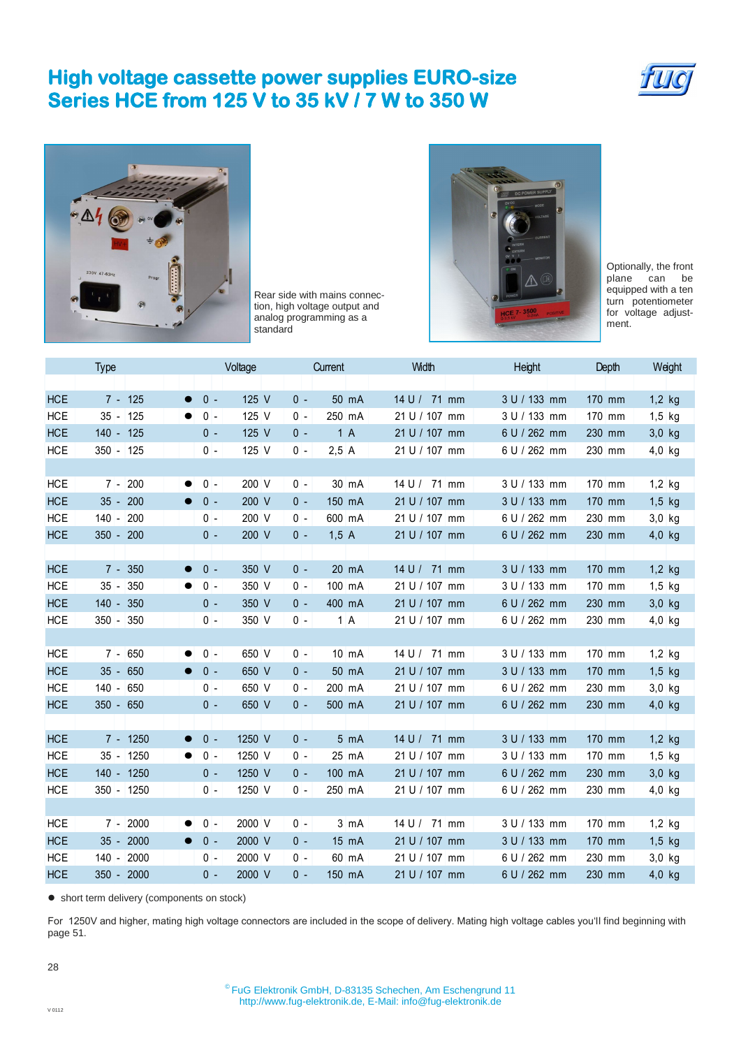# High voltage cassette power supplies EURO-size
# Series HCE from 125 V to 35 kV / 7 W to 350 W

Rear side with mains connection, high voltage output and analog programming as a standard

Optionally, the front plane can be equipped with a ten turn potentiometer for voltage adjustment.

| Type | | Voltage | Current | Width | Height | Depth | Weight |
|---|---|---|---|---|---|---|---|
| HCE 7 - 125 | ● | 0 - 125 V | 0 - 50 mA | 14 U / 71 mm | 3 U / 133 mm | 170 mm | 1,2 kg |
| HCE 35 - 125 | ● | 0 - 125 V | 0 - 250 mA | 21 U / 107 mm | 3 U / 133 mm | 170 mm | 1,5 kg |
| HCE 140 - 125 | | 0 - 125 V | 0 - 1 A | 21 U / 107 mm | 6 U / 262 mm | 230 mm | 3,0 kg |
| HCE 350 - 125 | | 0 - 125 V | 0 - 2,5 A | 21 U / 107 mm | 6 U / 262 mm | 230 mm | 4,0 kg |
| HCE 7 - 200 | ● | 0 - 200 V | 0 - 30 mA | 14 U / 71 mm | 3 U / 133 mm | 170 mm | 1,2 kg |
| HCE 35 - 200 | ● | 0 - 200 V | 0 - 150 mA | 21 U / 107 mm | 3 U / 133 mm | 170 mm | 1,5 kg |
| HCE 140 - 200 | | 0 - 200 V | 0 - 600 mA | 21 U / 107 mm | 6 U / 262 mm | 230 mm | 3,0 kg |
| HCE 350 - 200 | | 0 - 200 V | 0 - 1,5 A | 21 U / 107 mm | 6 U / 262 mm | 230 mm | 4,0 kg |
| HCE 7 - 350 | ● | 0 - 350 V | 0 - 20 mA | 14 U / 71 mm | 3 U / 133 mm | 170 mm | 1,2 kg |
| HCE 35 - 350 | ● | 0 - 350 V | 0 - 100 mA | 21 U / 107 mm | 3 U / 133 mm | 170 mm | 1,5 kg |
| HCE 140 - 350 | | 0 - 350 V | 0 - 400 mA | 21 U / 107 mm | 6 U / 262 mm | 230 mm | 3,0 kg |
| HCE 350 - 350 | | 0 - 350 V | 0 - 1 A | 21 U / 107 mm | 6 U / 262 mm | 230 mm | 4,0 kg |
| HCE 7 - 650 | ● | 0 - 650 V | 0 - 10 mA | 14 U / 71 mm | 3 U / 133 mm | 170 mm | 1,2 kg |
| HCE 35 - 650 | ● | 0 - 650 V | 0 - 50 mA | 21 U / 107 mm | 3 U / 133 mm | 170 mm | 1,5 kg |
| HCE 140 - 650 | | 0 - 650 V | 0 - 200 mA | 21 U / 107 mm | 6 U / 262 mm | 230 mm | 3,0 kg |
| HCE 350 - 650 | | 0 - 650 V | 0 - 500 mA | 21 U / 107 mm | 6 U / 262 mm | 230 mm | 4,0 kg |
| HCE 7 - 1250 | ● | 0 - 1250 V | 0 - 5 mA | 14 U / 71 mm | 3 U / 133 mm | 170 mm | 1,2 kg |
| HCE 35 - 1250 | ● | 0 - 1250 V | 0 - 25 mA | 21 U / 107 mm | 3 U / 133 mm | 170 mm | 1,5 kg |
| HCE 140 - 1250 | | 0 - 1250 V | 0 - 100 mA | 21 U / 107 mm | 6 U / 262 mm | 230 mm | 3,0 kg |
| HCE 350 - 1250 | | 0 - 1250 V | 0 - 250 mA | 21 U / 107 mm | 6 U / 262 mm | 230 mm | 4,0 kg |
| HCE 7 - 2000 | ● | 0 - 2000 V | 0 - 3 mA | 14 U / 71 mm | 3 U / 133 mm | 170 mm | 1,2 kg |
| HCE 35 - 2000 | ● | 0 - 2000 V | 0 - 15 mA | 21 U / 107 mm | 3 U / 133 mm | 170 mm | 1,5 kg |
| HCE 140 - 2000 | | 0 - 2000 V | 0 - 60 mA | 21 U / 107 mm | 6 U / 262 mm | 230 mm | 3,0 kg |
| HCE 350 - 2000 | | 0 - 2000 V | 0 - 150 mA | 21 U / 107 mm | 6 U / 262 mm | 230 mm | 4,0 kg |

● short term delivery (components on stock)

For 1250V and higher, mating high voltage connectors are included in the scope of delivery. Mating high voltage cables you'll find beginning with page 51.

© FuG Elektronik GmbH, D-83135 Schechen, Am Eschengrund 11
http://www.fug-elektronik.de, E-Mail: info@fug-elektronik.de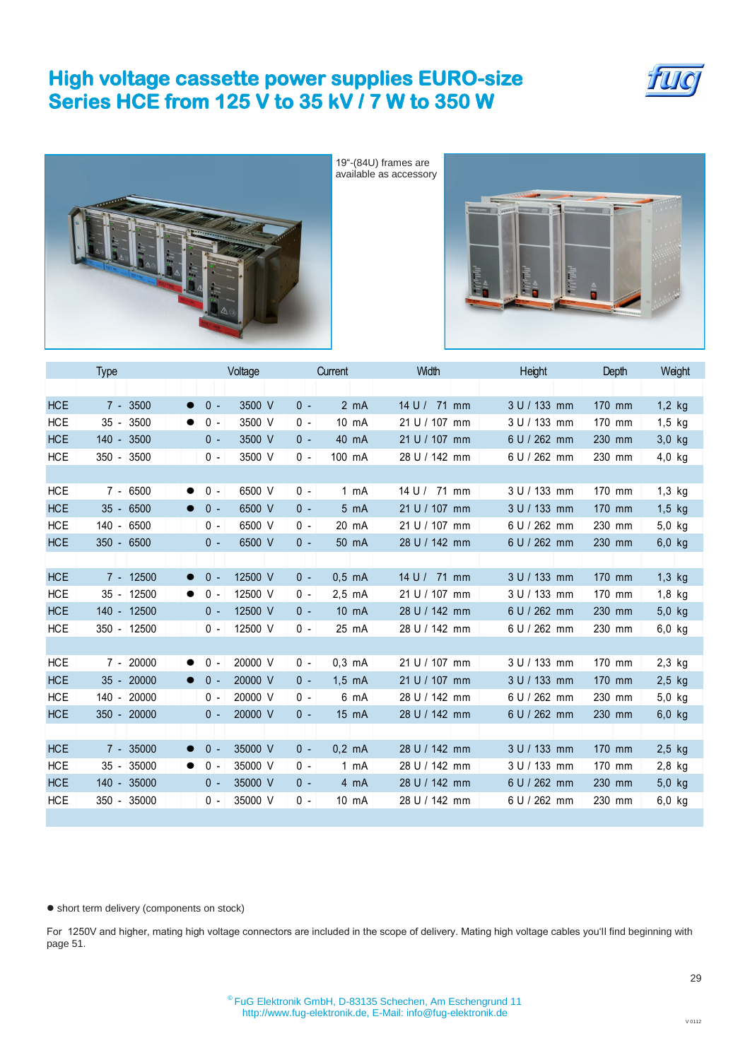# High voltage cassette power supplies EURO-size
# Series HCE from 125 V to 35 kV / 7 W to 350 W

19"-(84U) frames are available as accessory

| Type | | Voltage | Current | Width | Height | Depth | Weight |
|---|---|---|---|---|---|---|---|
| HCE 7 - 3500 | ● | 0 - 3500 V | 0 - 2 mA | 14 U / 71 mm | 3 U / 133 mm | 170 mm | 1,2 kg |
| HCE 35 - 3500 | ● | 0 - 3500 V | 0 - 10 mA | 21 U / 107 mm | 3 U / 133 mm | 170 mm | 1,5 kg |
| HCE 140 - 3500 | | 0 - 3500 V | 0 - 40 mA | 21 U / 107 mm | 6 U / 262 mm | 230 mm | 3,0 kg |
| HCE 350 - 3500 | | 0 - 3500 V | 0 - 100 mA | 28 U / 142 mm | 6 U / 262 mm | 230 mm | 4,0 kg |
| HCE 7 - 6500 | ● | 0 - 6500 V | 0 - 1 mA | 14 U / 71 mm | 3 U / 133 mm | 170 mm | 1,3 kg |
| HCE 35 - 6500 | ● | 0 - 6500 V | 0 - 5 mA | 21 U / 107 mm | 3 U / 133 mm | 170 mm | 1,5 kg |
| HCE 140 - 6500 | | 0 - 6500 V | 0 - 20 mA | 21 U / 107 mm | 6 U / 262 mm | 230 mm | 5,0 kg |
| HCE 350 - 6500 | | 0 - 6500 V | 0 - 50 mA | 28 U / 142 mm | 6 U / 262 mm | 230 mm | 6,0 kg |
| HCE 7 - 12500 | ● | 0 - 12500 V | 0 - 0,5 mA | 14 U / 71 mm | 3 U / 133 mm | 170 mm | 1,3 kg |
| HCE 35 - 12500 | ● | 0 - 12500 V | 0 - 2,5 mA | 21 U / 107 mm | 3 U / 133 mm | 170 mm | 1,8 kg |
| HCE 140 - 12500 | | 0 - 12500 V | 0 - 10 mA | 28 U / 142 mm | 6 U / 262 mm | 230 mm | 5,0 kg |
| HCE 350 - 12500 | | 0 - 12500 V | 0 - 25 mA | 28 U / 142 mm | 6 U / 262 mm | 230 mm | 6,0 kg |
| HCE 7 - 20000 | ● | 0 - 20000 V | 0 - 0,3 mA | 21 U / 107 mm | 3 U / 133 mm | 170 mm | 2,3 kg |
| HCE 35 - 20000 | ● | 0 - 20000 V | 0 - 1,5 mA | 21 U / 107 mm | 3 U / 133 mm | 170 mm | 2,5 kg |
| HCE 140 - 20000 | | 0 - 20000 V | 0 - 6 mA | 28 U / 142 mm | 6 U / 262 mm | 230 mm | 5,0 kg |
| HCE 350 - 20000 | | 0 - 20000 V | 0 - 15 mA | 28 U / 142 mm | 6 U / 262 mm | 230 mm | 6,0 kg |
| HCE 7 - 35000 | ● | 0 - 35000 V | 0 - 0,2 mA | 28 U / 142 mm | 3 U / 133 mm | 170 mm | 2,5 kg |
| HCE 35 - 35000 | ● | 0 - 35000 V | 0 - 1 mA | 28 U / 142 mm | 3 U / 133 mm | 170 mm | 2,8 kg |
| HCE 140 - 35000 | | 0 - 35000 V | 0 - 4 mA | 28 U / 142 mm | 6 U / 262 mm | 230 mm | 5,0 kg |
| HCE 350 - 35000 | | 0 - 35000 V | 0 - 10 mA | 28 U / 142 mm | 6 U / 262 mm | 230 mm | 6,0 kg |

● short term delivery (components on stock)

For 1250V and higher, mating high voltage connectors are included in the scope of delivery. Mating high voltage cables you'll find beginning with page 51.

© FuG Elektronik GmbH, D-83135 Schechen, Am Eschengrund 11
http://www.fug-elektronik.de, E-Mail: info@fug-elektronik.de